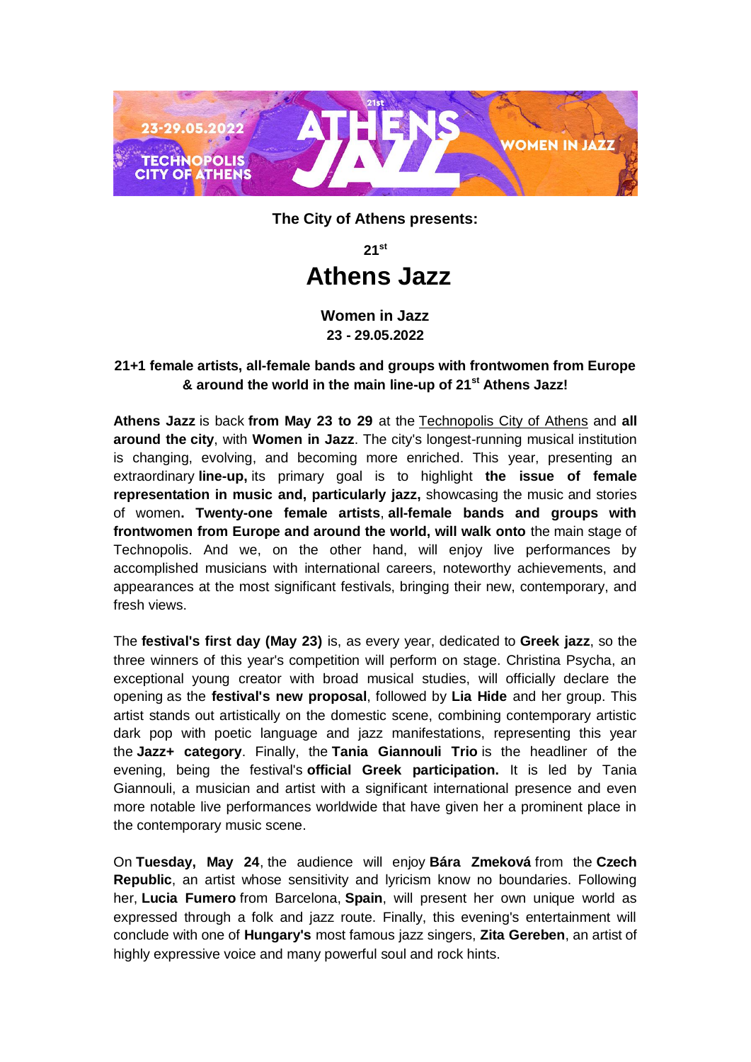**The City of Athens presents:**

**21st**

# Athens Jazz

**Women in Jazz**
**23 - 29.05.2022**

**21+1 female artists, all-female bands and groups with frontwomen from Europe & around the world in the main line-up of 21st Athens Jazz!**

**Athens Jazz** is back **from May 23 to 29** at the Technopolis City of Athens and **all around the city**, with **Women in Jazz**. The city's longest-running musical institution is changing, evolving, and becoming more enriched. This year, presenting an extraordinary **line-up,** its primary goal is to highlight **the issue of female representation in music and, particularly jazz,** showcasing the music and stories of women**. Twenty-one female artists**, **all-female bands and groups with frontwomen from Europe and around the world, will walk onto** the main stage of Technopolis. And we, on the other hand, will enjoy live performances by accomplished musicians with international careers, noteworthy achievements, and appearances at the most significant festivals, bringing their new, contemporary, and fresh views.

The **festival's first day (May 23)** is, as every year, dedicated to **Greek jazz**, so the three winners of this year's competition will perform on stage. Christina Psycha, an exceptional young creator with broad musical studies, will officially declare the opening as the **festival's new proposal**, followed by **Lia Hide** and her group. This artist stands out artistically on the domestic scene, combining contemporary artistic dark pop with poetic language and jazz manifestations, representing this year the **Jazz+ category**. Finally, the **Tania Giannouli Trio** is the headliner of the evening, being the festival's **official Greek participation.** It is led by Tania Giannouli, a musician and artist with a significant international presence and even more notable live performances worldwide that have given her a prominent place in the contemporary music scene.

On **Tuesday, May 24**, the audience will enjoy **Bára Zmeková** from the **Czech Republic**, an artist whose sensitivity and lyricism know no boundaries. Following her, **Lucia Fumero** from Barcelona, **Spain**, will present her own unique world as expressed through a folk and jazz route. Finally, this evening's entertainment will conclude with one of **Hungary's** most famous jazz singers, **Zita Gereben**, an artist of highly expressive voice and many powerful soul and rock hints.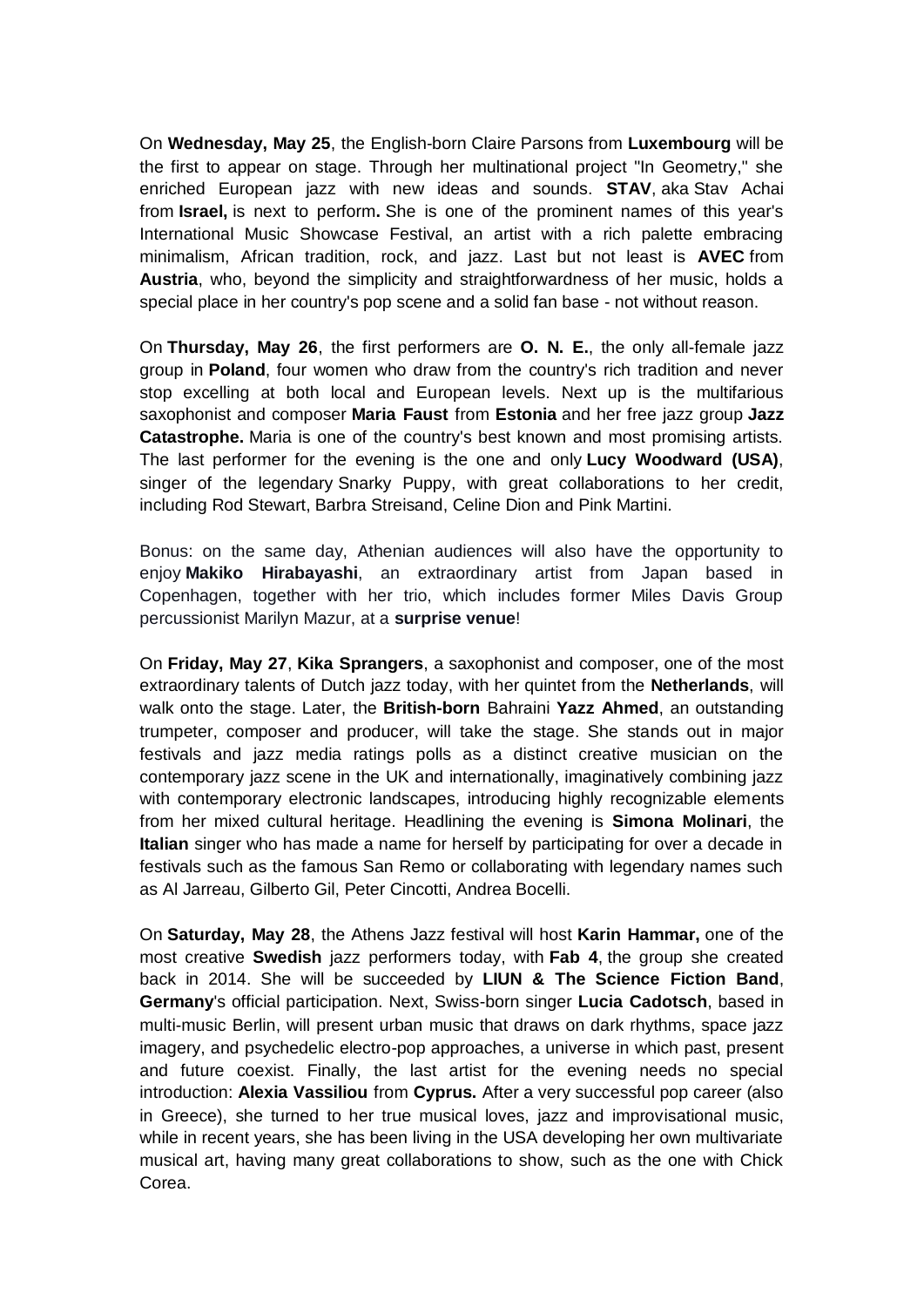On **Wednesday, May 25**, the English-born Claire Parsons from **Luxembourg** will be the first to appear on stage. Through her multinational project "In Geometry," she enriched European jazz with new ideas and sounds. **STAV**, aka Stav Achai from **Israel,** is next to perform**.** She is one of the prominent names of this year's International Music Showcase Festival, an artist with a rich palette embracing minimalism, African tradition, rock, and jazz. Last but not least is **AVEC** from **Austria**, who, beyond the simplicity and straightforwardness of her music, holds a special place in her country's pop scene and a solid fan base - not without reason.

On **Thursday, May 26**, the first performers are **O. N. E.**, the only all-female jazz group in **Poland**, four women who draw from the country's rich tradition and never stop excelling at both local and European levels. Next up is the multifarious saxophonist and composer **Maria Faust** from **Estonia** and her free jazz group **Jazz Catastrophe.** Maria is one of the country's best known and most promising artists. The last performer for the evening is the one and only **Lucy Woodward (USA)**, singer of the legendary Snarky Puppy, with great collaborations to her credit, including Rod Stewart, Barbra Streisand, Celine Dion and Pink Martini.

Bonus: on the same day, Athenian audiences will also have the opportunity to enjoy **Makiko Hirabayashi**, an extraordinary artist from Japan based in Copenhagen, together with her trio, which includes former Miles Davis Group percussionist Marilyn Mazur, at a **surprise venue**!

On **Friday, May 27**, **Kika Sprangers**, a saxophonist and composer, one of the most extraordinary talents of Dutch jazz today, with her quintet from the **Netherlands**, will walk onto the stage. Later, the **British-born** Bahraini **Yazz Ahmed**, an outstanding trumpeter, composer and producer, will take the stage. She stands out in major festivals and jazz media ratings polls as a distinct creative musician on the contemporary jazz scene in the UK and internationally, imaginatively combining jazz with contemporary electronic landscapes, introducing highly recognizable elements from her mixed cultural heritage. Headlining the evening is **Simona Molinari**, the **Italian** singer who has made a name for herself by participating for over a decade in festivals such as the famous San Remo or collaborating with legendary names such as Al Jarreau, Gilberto Gil, Peter Cincotti, Andrea Bocelli.

On **Saturday, May 28**, the Athens Jazz festival will host **Karin Hammar,** one of the most creative **Swedish** jazz performers today, with **Fab 4**, the group she created back in 2014. She will be succeeded by **LIUN & The Science Fiction Band**, **Germany**'s official participation. Next, Swiss-born singer **Lucia Cadotsch**, based in multi-music Berlin, will present urban music that draws on dark rhythms, space jazz imagery, and psychedelic electro-pop approaches, a universe in which past, present and future coexist. Finally, the last artist for the evening needs no special introduction: **Alexia Vassiliou** from **Cyprus.** After a very successful pop career (also in Greece), she turned to her true musical loves, jazz and improvisational music, while in recent years, she has been living in the USA developing her own multivariate musical art, having many great collaborations to show, such as the one with Chick Corea.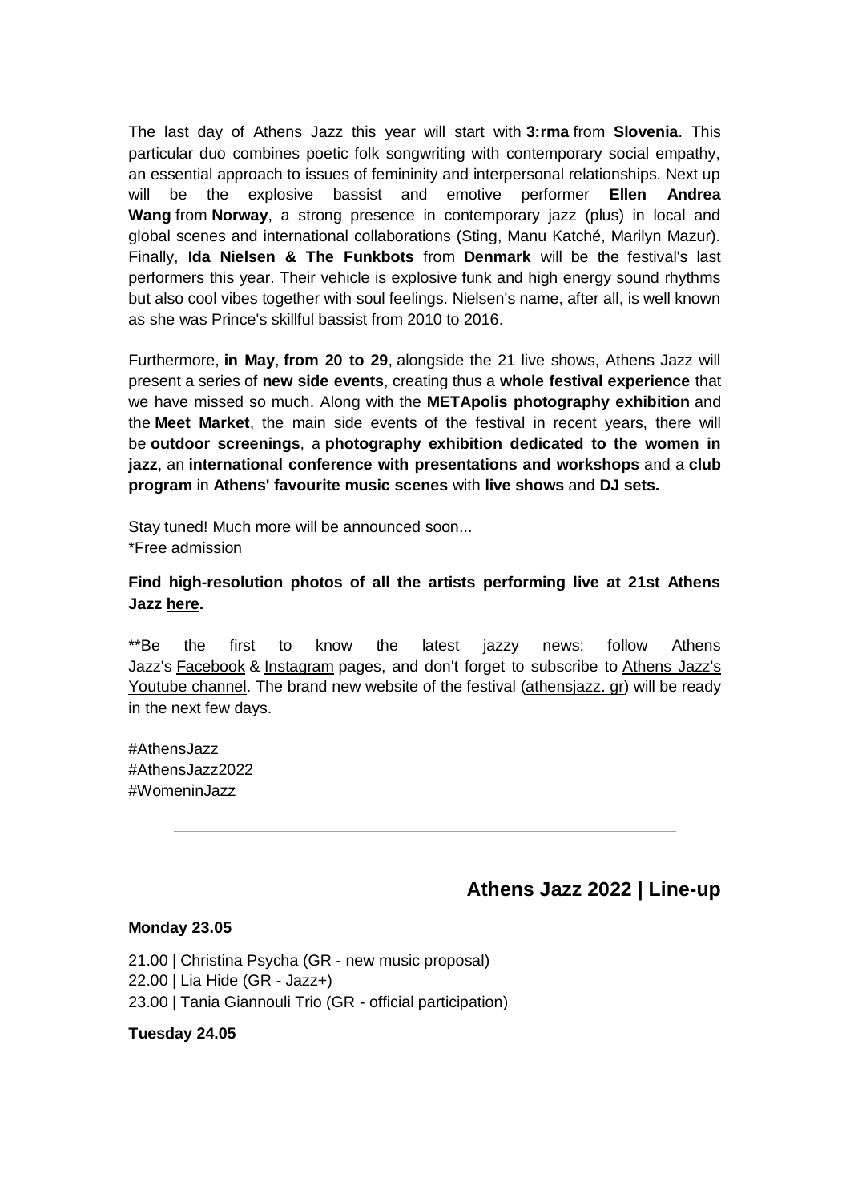The last day of Athens Jazz this year will start with **3:rma** from **Slovenia**. This particular duo combines poetic folk songwriting with contemporary social empathy, an essential approach to issues of femininity and interpersonal relationships. Next up will be the explosive bassist and emotive performer **Ellen Andrea Wang** from **Norway**, a strong presence in contemporary jazz (plus) in local and global scenes and international collaborations (Sting, Manu Katché, Marilyn Mazur). Finally, **Ida Nielsen & The Funkbots** from **Denmark** will be the festival's last performers this year. Their vehicle is explosive funk and high energy sound rhythms but also cool vibes together with soul feelings. Nielsen's name, after all, is well known as she was Prince's skillful bassist from 2010 to 2016.

Furthermore, **in May**, **from 20 to 29**, alongside the 21 live shows, Athens Jazz will present a series of **new side events**, creating thus a **whole festival experience** that we have missed so much. Along with the **METApolis photography exhibition** and the **Meet Market**, the main side events of the festival in recent years, there will be **outdoor screenings**, a **photography exhibition dedicated to the women in jazz**, an **international conference with presentations and workshops** and a **club program** in **Athens' favourite music scenes** with **live shows** and **DJ sets.**

Stay tuned! Much more will be announced soon...
*Free admission

**Find high-resolution photos of all the artists performing live at 21st Athens Jazz here.**

**Be the first to know the latest jazzy news: follow Athens Jazz's Facebook & Instagram pages, and don't forget to subscribe to Athens Jazz's Youtube channel. The brand new website of the festival (athensjazz. gr) will be ready in the next few days.

#AthensJazz
#AthensJazz2022
#WomeninJazz

---

## Athens Jazz 2022 | Line-up

**Monday 23.05**

21.00 | Christina Psycha (GR - new music proposal)
22.00 | Lia Hide (GR - Jazz+)
23.00 | Tania Giannouli Trio (GR - official participation)

**Tuesday 24.05**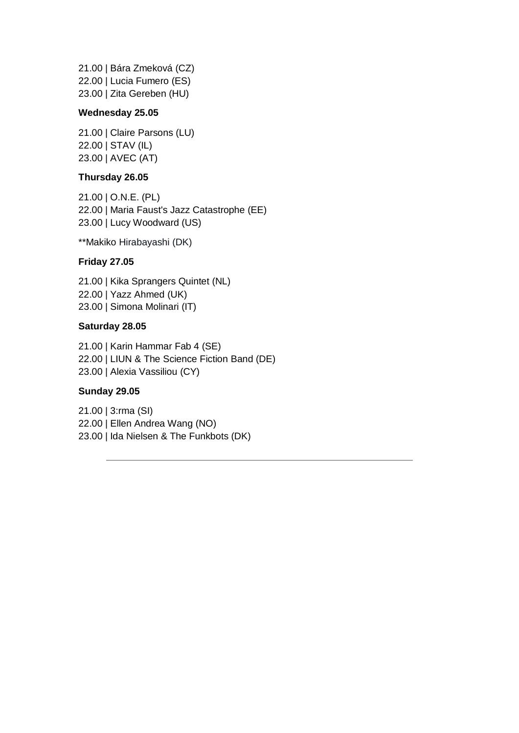21.00 | Bára Zmeková (CZ)
22.00 | Lucia Fumero (ES)
23.00 | Zita Gereben (HU)

**Wednesday 25.05**

21.00 | Claire Parsons (LU)
22.00 | STAV (IL)
23.00 | AVEC (AT)

**Thursday 26.05**

21.00 | O.N.E. (PL)
22.00 | Maria Faust's Jazz Catastrophe (EE)
23.00 | Lucy Woodward (US)

**Makiko Hirabayashi (DK)

**Friday 27.05**

21.00 | Kika Sprangers Quintet (NL)
22.00 | Yazz Ahmed (UK)
23.00 | Simona Molinari (IT)

**Saturday 28.05**

21.00 | Karin Hammar Fab 4 (SE)
22.00 | LIUN & The Science Fiction Band (DE)
23.00 | Alexia Vassiliou (CY)

**Sunday 29.05**

21.00 | 3:rma (SI)
22.00 | Ellen Andrea Wang (NO)
23.00 | Ida Nielsen & The Funkbots (DK)

---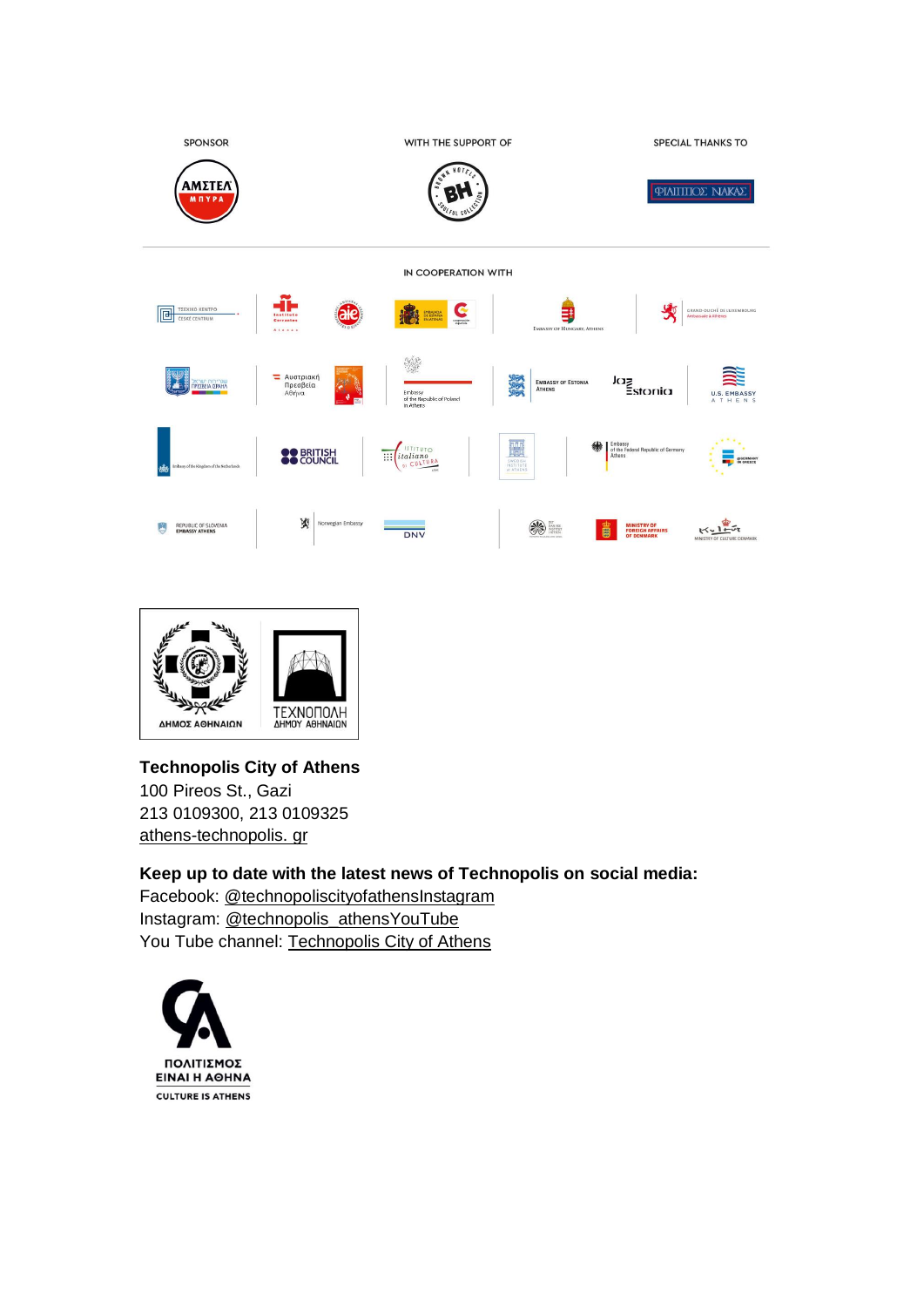SPONSOR

WITH THE SUPPORT OF

SPECIAL THANKS TO

IN COOPERATION WITH

**Technopolis City of Athens**
100 Pireos St., Gazi
213 0109300, 213 0109325
athens-technopolis. gr

**Keep up to date with the latest news of Technopolis on social media:**
Facebook: @technopoliscityofathensInstagram
Instagram: @technopolis_athensYouTube
You Tube channel: Technopolis City of Athens